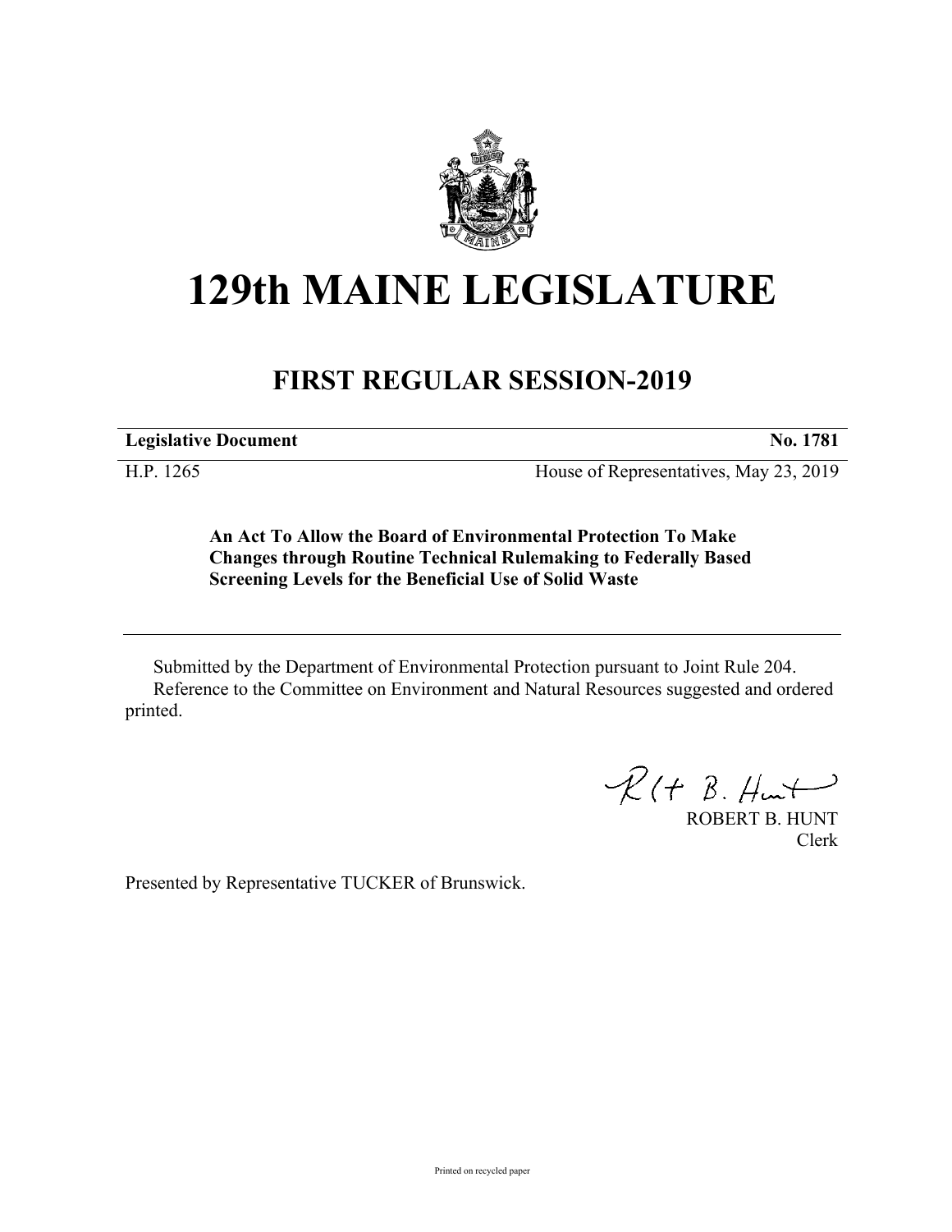# 129th MAINE LEGISLATURE

## FIRST REGULAR SESSION-2019

| **Legislative Document** | **No. 1781** |
| --- | --- |
| H.P. 1265 | House of Representatives, May 23, 2019 |

**An Act To Allow the Board of Environmental Protection To Make Changes through Routine Technical Rulemaking to Federally Based Screening Levels for the Beneficial Use of Solid Waste**

Submitted by the Department of Environmental Protection pursuant to Joint Rule 204.

Reference to the Committee on Environment and Natural Resources suggested and ordered printed.

ROBERT B. HUNT
Clerk

Presented by Representative TUCKER of Brunswick.

Printed on recycled paper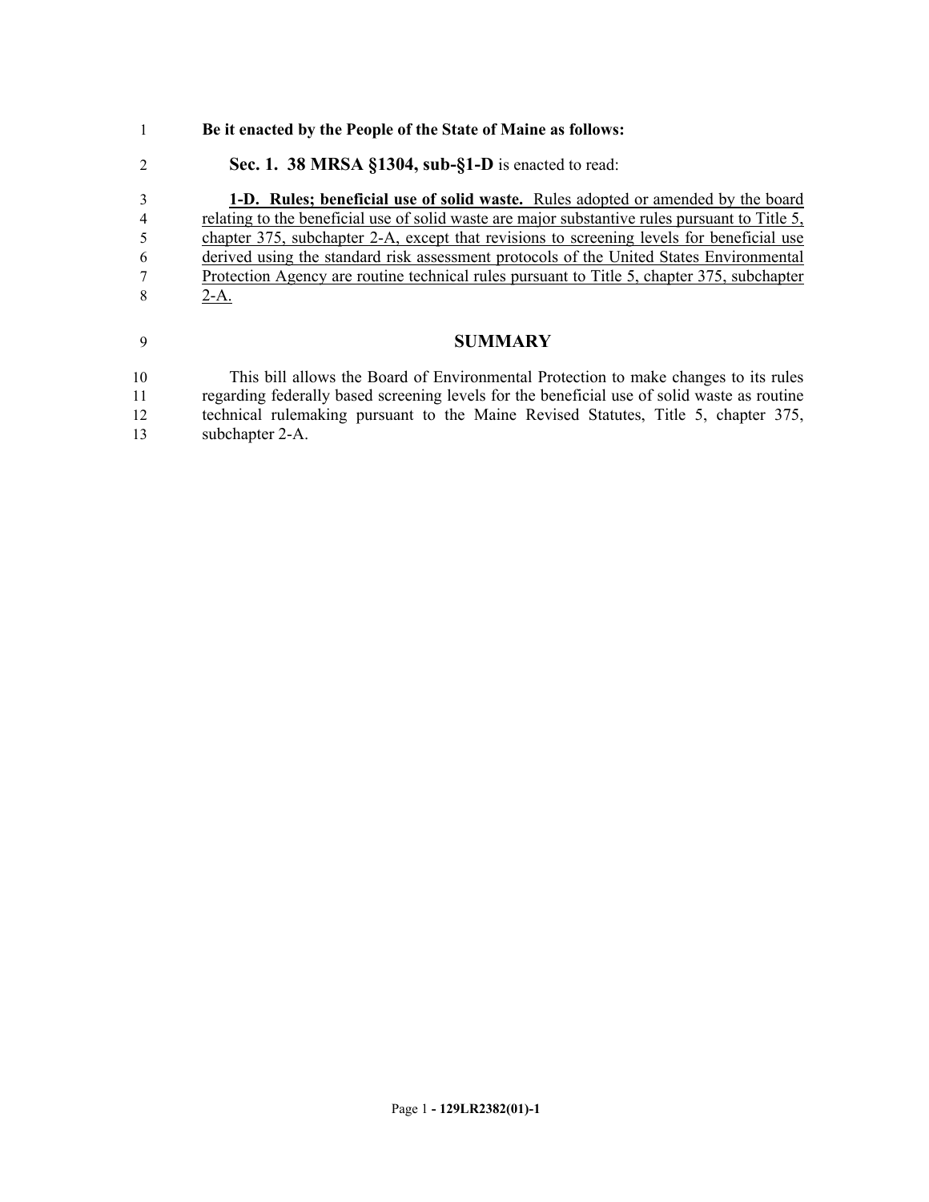**Be it enacted by the People of the State of Maine as follows:**

**Sec. 1. 38 MRSA §1304, sub-§1-D** is enacted to read:

**1-D. Rules; beneficial use of solid waste.** Rules adopted or amended by the board relating to the beneficial use of solid waste are major substantive rules pursuant to Title 5, chapter 375, subchapter 2-A, except that revisions to screening levels for beneficial use derived using the standard risk assessment protocols of the United States Environmental Protection Agency are routine technical rules pursuant to Title 5, chapter 375, subchapter 2-A.

## SUMMARY

This bill allows the Board of Environmental Protection to make changes to its rules regarding federally based screening levels for the beneficial use of solid waste as routine technical rulemaking pursuant to the Maine Revised Statutes, Title 5, chapter 375, subchapter 2-A.